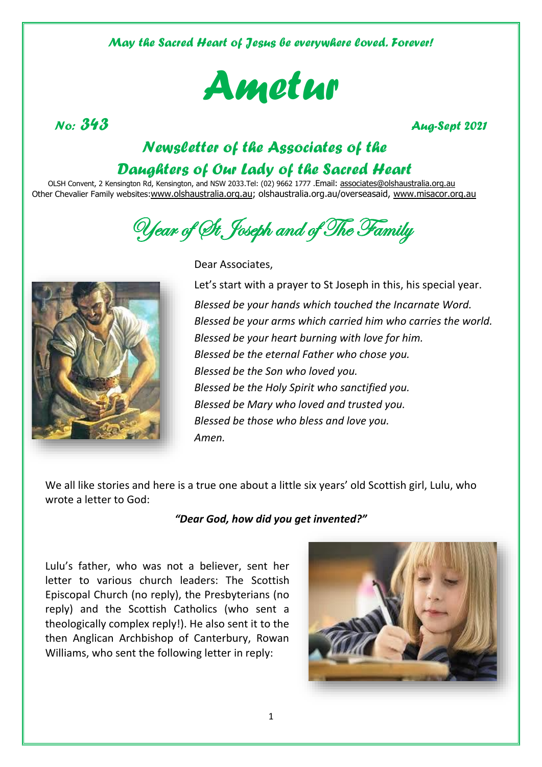*May the Sacred Heart of Jesus be everywhere loved. Forever!*

# Ametur

*No: 343* *Aug-Sept 2021*

## *Newsletter of the Associates of the Daughters of Our Lady of the Sacred Heart*

OLSH Convent, 2 Kensington Rd, Kensington, and NSW 2033.Tel: (02) 9662 1777 .Email: associates@olshaustralia.org.au
Other Chevalier Family websites: www.olshaustralia.org.au; olshaustralia.org.au/overseasaid, www.misacor.org.au

## *Year of St Joseph and of The Family*

Dear Associates,

Let's start with a prayer to St Joseph in this, his special year.

*Blessed be your hands which touched the Incarnate Word.*
*Blessed be your arms which carried him who carries the world.*
*Blessed be your heart burning with love for him.*
*Blessed be the eternal Father who chose you.*
*Blessed be the Son who loved you.*
*Blessed be the Holy Spirit who sanctified you.*
*Blessed be Mary who loved and trusted you.*
*Blessed be those who bless and love you.*
*Amen.*

We all like stories and here is a true one about a little six years' old Scottish girl, Lulu, who wrote a letter to God:

***"Dear God, how did you get invented?"***

Lulu's father, who was not a believer, sent her letter to various church leaders: The Scottish Episcopal Church (no reply), the Presbyterians (no reply) and the Scottish Catholics (who sent a theologically complex reply!). He also sent it to the then Anglican Archbishop of Canterbury, Rowan Williams, who sent the following letter in reply: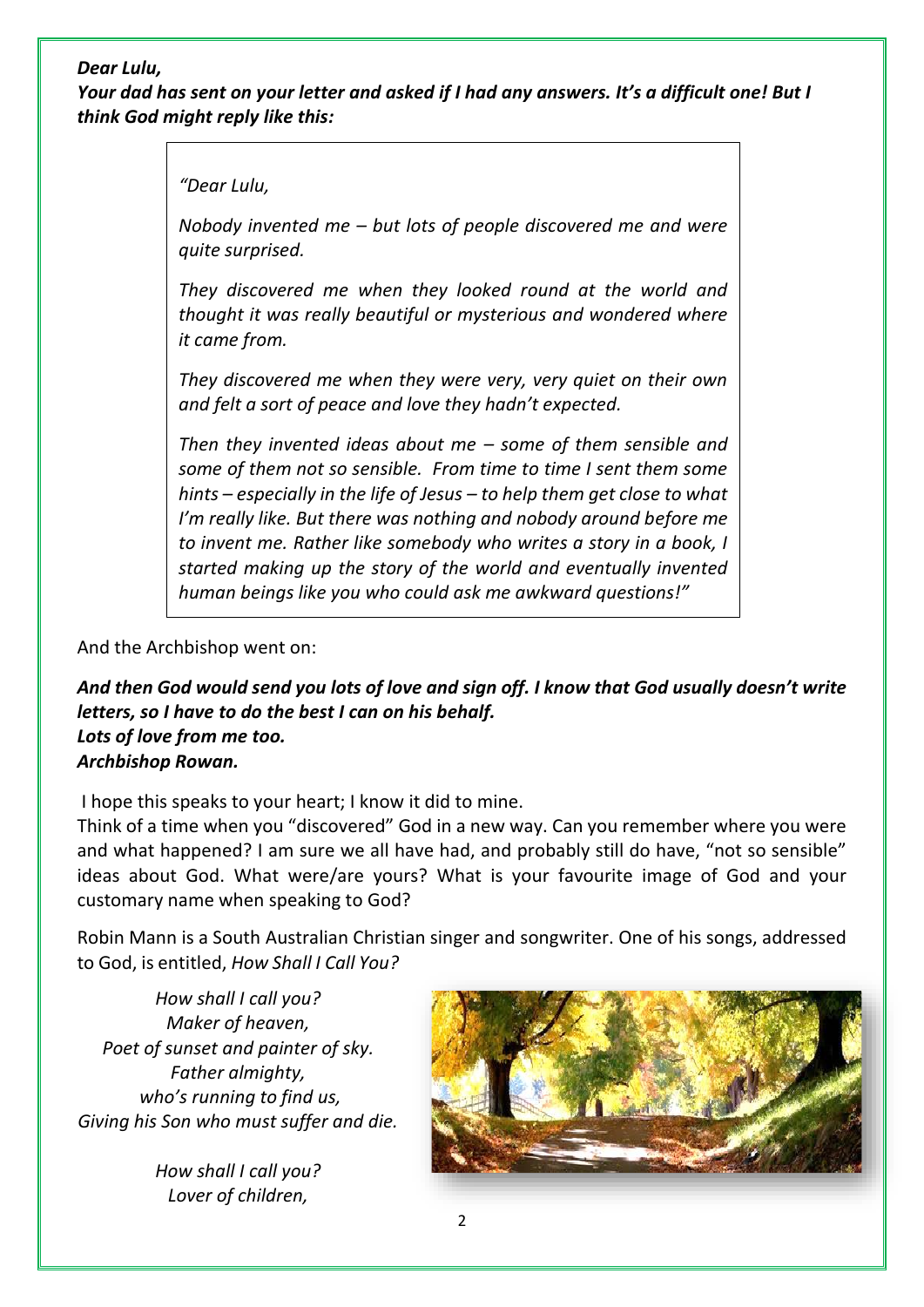***Dear Lulu,***
***Your dad has sent on your letter and asked if I had any answers. It's a difficult one! But I think God might reply like this:***

> *"Dear Lulu,*
>
> *Nobody invented me – but lots of people discovered me and were quite surprised.*
>
> *They discovered me when they looked round at the world and thought it was really beautiful or mysterious and wondered where it came from.*
>
> *They discovered me when they were very, very quiet on their own and felt a sort of peace and love they hadn't expected.*
>
> *Then they invented ideas about me – some of them sensible and some of them not so sensible. From time to time I sent them some hints – especially in the life of Jesus – to help them get close to what I'm really like. But there was nothing and nobody around before me to invent me. Rather like somebody who writes a story in a book, I started making up the story of the world and eventually invented human beings like you who could ask me awkward questions!"*

And the Archbishop went on:

***And then God would send you lots of love and sign off. I know that God usually doesn't write letters, so I have to do the best I can on his behalf.***
***Lots of love from me too.***
***Archbishop Rowan.***

I hope this speaks to your heart; I know it did to mine.
Think of a time when you "discovered" God in a new way. Can you remember where you were and what happened? I am sure we all have had, and probably still do have, "not so sensible" ideas about God. What were/are yours? What is your favourite image of God and your customary name when speaking to God?

Robin Mann is a South Australian Christian singer and songwriter. One of his songs, addressed to God, is entitled, *How Shall I Call You?*

*How shall I call you?*
*Maker of heaven,*
*Poet of sunset and painter of sky.*
*Father almighty,*
*who's running to find us,*
*Giving his Son who must suffer and die.*

*How shall I call you?*
*Lover of children,*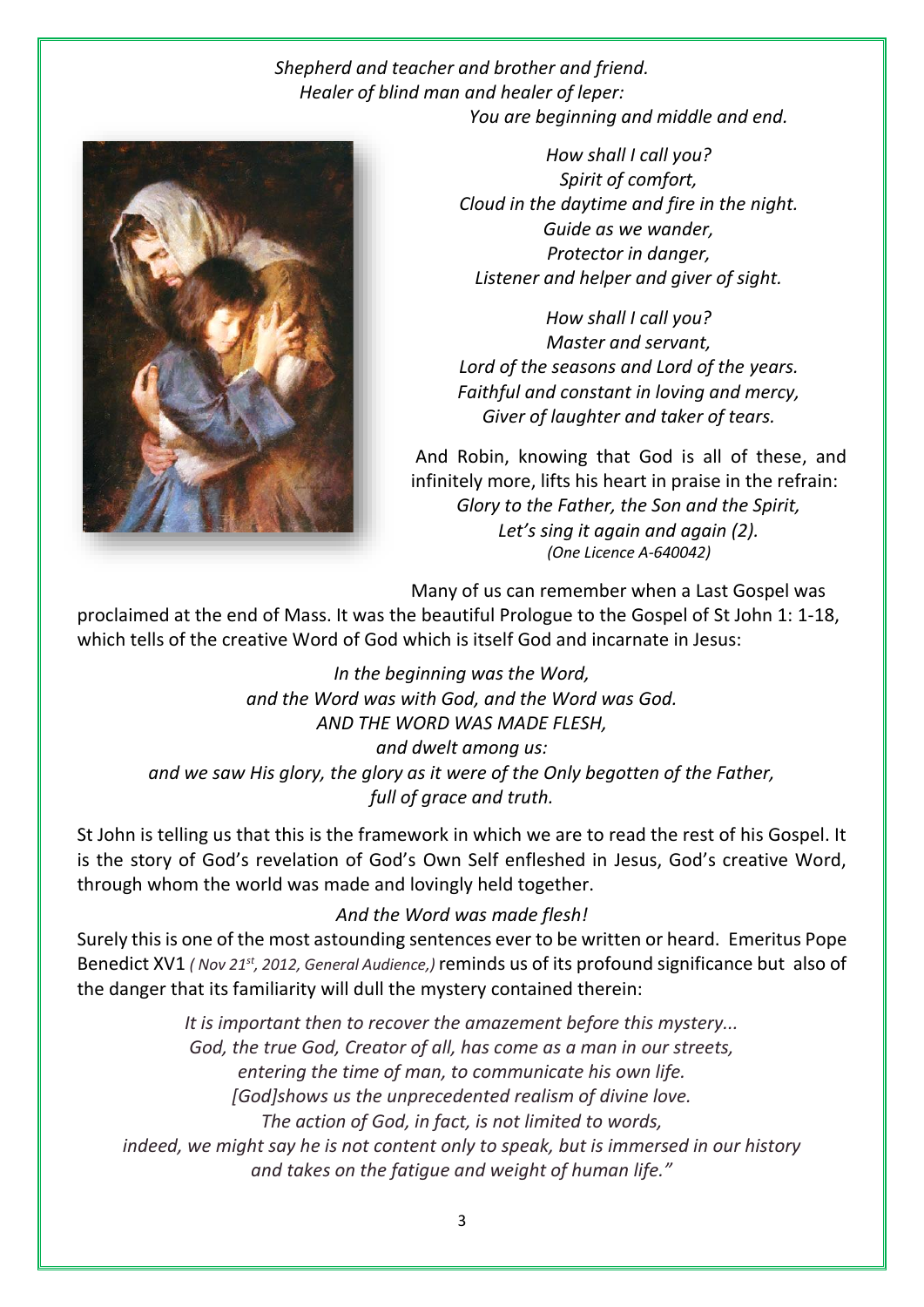*Shepherd and teacher and brother and friend.*
*Healer of blind man and healer of leper:*
*You are beginning and middle and end.*

*How shall I call you?*
*Spirit of comfort,*
*Cloud in the daytime and fire in the night.*
*Guide as we wander,*
*Protector in danger,*
*Listener and helper and giver of sight.*

*How shall I call you?*
*Master and servant,*
*Lord of the seasons and Lord of the years.*
*Faithful and constant in loving and mercy,*
*Giver of laughter and taker of tears.*

And Robin, knowing that God is all of these, and infinitely more, lifts his heart in praise in the refrain:
*Glory to the Father, the Son and the Spirit,*
*Let's sing it again and again (2).*
*(One Licence A-640042)*

Many of us can remember when a Last Gospel was proclaimed at the end of Mass. It was the beautiful Prologue to the Gospel of St John 1: 1-18, which tells of the creative Word of God which is itself God and incarnate in Jesus:

*In the beginning was the Word,*
*and the Word was with God, and the Word was God.*
*AND THE WORD WAS MADE FLESH,*
*and dwelt among us:*
*and we saw His glory, the glory as it were of the Only begotten of the Father,*
*full of grace and truth.*

St John is telling us that this is the framework in which we are to read the rest of his Gospel. It is the story of God's revelation of God's Own Self enfleshed in Jesus, God's creative Word, through whom the world was made and lovingly held together.

*And the Word was made flesh!*

Surely this is one of the most astounding sentences ever to be written or heard. Emeritus Pope Benedict XV1 *( Nov 21st, 2012, General Audience,)* reminds us of its profound significance but also of the danger that its familiarity will dull the mystery contained therein:

*It is important then to recover the amazement before this mystery...*
*God, the true God, Creator of all, has come as a man in our streets,*
*entering the time of man, to communicate his own life.*
*[God]shows us the unprecedented realism of divine love.*
*The action of God, in fact, is not limited to words,*
*indeed, we might say he is not content only to speak, but is immersed in our history*
*and takes on the fatigue and weight of human life."*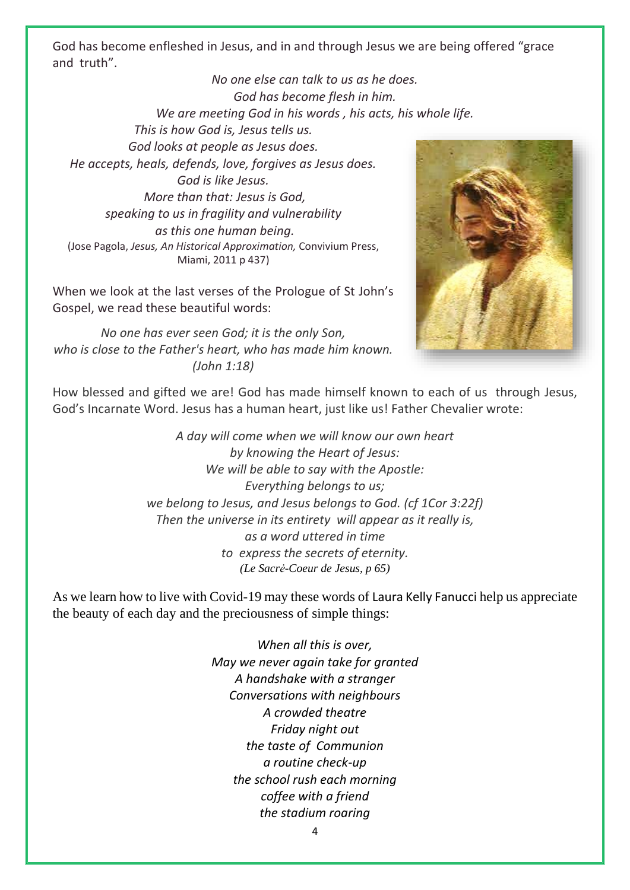God has become enfleshed in Jesus, and in and through Jesus we are being offered "grace and truth".

*No one else can talk to us as he does.*
*God has become flesh in him.*
*We are meeting God in his words , his acts, his whole life.*
*This is how God is, Jesus tells us.*
*God looks at people as Jesus does.*
*He accepts, heals, defends, love, forgives as Jesus does.*
*God is like Jesus.*
*More than that: Jesus is God,*
*speaking to us in fragility and vulnerability*
*as this one human being.*
(Jose Pagola, *Jesus, An Historical Approximation,* Convivium Press, Miami, 2011 p 437)

When we look at the last verses of the Prologue of St John's Gospel, we read these beautiful words:

*No one has ever seen God; it is the only Son,*
*who is close to the Father's heart, who has made him known.*
*(John 1:18)*

How blessed and gifted we are! God has made himself known to each of us through Jesus, God's Incarnate Word. Jesus has a human heart, just like us! Father Chevalier wrote:

*A day will come when we will know our own heart*
*by knowing the Heart of Jesus:*
*We will be able to say with the Apostle:*
*Everything belongs to us;*
*we belong to Jesus, and Jesus belongs to God. (cf 1Cor 3:22f)*
*Then the universe in its entirety will appear as it really is,*
*as a word uttered in time*
*to express the secrets of eternity.*
*(Le Sacrė-Coeur de Jesus, p 65)*

As we learn how to live with Covid-19 may these words of Laura Kelly Fanucci help us appreciate the beauty of each day and the preciousness of simple things:

*When all this is over,*
*May we never again take for granted*
*A handshake with a stranger*
*Conversations with neighbours*
*A crowded theatre*
*Friday night out*
*the taste of Communion*
*a routine check-up*
*the school rush each morning*
*coffee with a friend*
*the stadium roaring*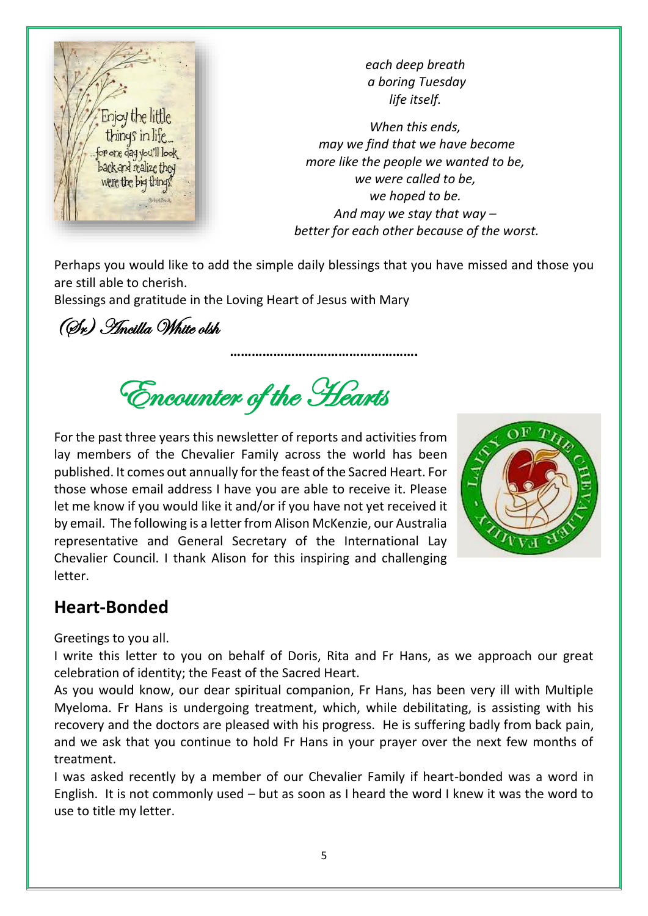*each deep breath*
*a boring Tuesday*
*life itself.*

*When this ends,*
*may we find that we have become*
*more like the people we wanted to be,*
*we were called to be,*
*we hoped to be.*
*And may we stay that way –*
*better for each other because of the worst.*

Perhaps you would like to add the simple daily blessings that you have missed and those you are still able to cherish.
Blessings and gratitude in the Loving Heart of Jesus with Mary

*(Sr) Ancilla White olsh*

…………………………………………….

# *Encounter of the Hearts*

For the past three years this newsletter of reports and activities from lay members of the Chevalier Family across the world has been published. It comes out annually for the feast of the Sacred Heart. For those whose email address I have you are able to receive it. Please let me know if you would like it and/or if you have not yet received it by email. The following is a letter from Alison McKenzie, our Australia representative and General Secretary of the International Lay Chevalier Council. I thank Alison for this inspiring and challenging letter.

## Heart-Bonded

Greetings to you all.
I write this letter to you on behalf of Doris, Rita and Fr Hans, as we approach our great celebration of identity; the Feast of the Sacred Heart.
As you would know, our dear spiritual companion, Fr Hans, has been very ill with Multiple Myeloma. Fr Hans is undergoing treatment, which, while debilitating, is assisting with his recovery and the doctors are pleased with his progress. He is suffering badly from back pain, and we ask that you continue to hold Fr Hans in your prayer over the next few months of treatment.
I was asked recently by a member of our Chevalier Family if heart-bonded was a word in English. It is not commonly used – but as soon as I heard the word I knew it was the word to use to title my letter.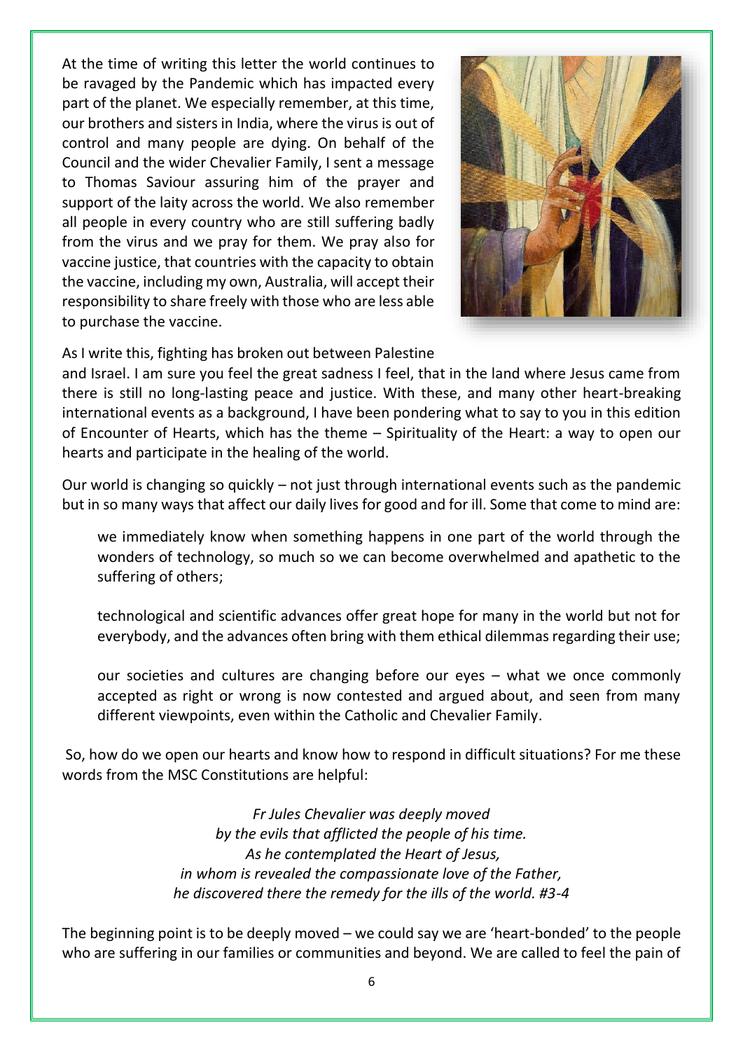At the time of writing this letter the world continues to be ravaged by the Pandemic which has impacted every part of the planet. We especially remember, at this time, our brothers and sisters in India, where the virus is out of control and many people are dying. On behalf of the Council and the wider Chevalier Family, I sent a message to Thomas Saviour assuring him of the prayer and support of the laity across the world. We also remember all people in every country who are still suffering badly from the virus and we pray for them. We pray also for vaccine justice, that countries with the capacity to obtain the vaccine, including my own, Australia, will accept their responsibility to share freely with those who are less able to purchase the vaccine.

As I write this, fighting has broken out between Palestine and Israel. I am sure you feel the great sadness I feel, that in the land where Jesus came from there is still no long-lasting peace and justice. With these, and many other heart-breaking international events as a background, I have been pondering what to say to you in this edition of Encounter of Hearts, which has the theme – Spirituality of the Heart: a way to open our hearts and participate in the healing of the world.

Our world is changing so quickly – not just through international events such as the pandemic but in so many ways that affect our daily lives for good and for ill. Some that come to mind are:

> we immediately know when something happens in one part of the world through the wonders of technology, so much so we can become overwhelmed and apathetic to the suffering of others;
>
> technological and scientific advances offer great hope for many in the world but not for everybody, and the advances often bring with them ethical dilemmas regarding their use;
>
> our societies and cultures are changing before our eyes – what we once commonly accepted as right or wrong is now contested and argued about, and seen from many different viewpoints, even within the Catholic and Chevalier Family.

So, how do we open our hearts and know how to respond in difficult situations? For me these words from the MSC Constitutions are helpful:

*Fr Jules Chevalier was deeply moved*
*by the evils that afflicted the people of his time.*
*As he contemplated the Heart of Jesus,*
*in whom is revealed the compassionate love of the Father,*
*he discovered there the remedy for the ills of the world. #3-4*

The beginning point is to be deeply moved – we could say we are 'heart-bonded' to the people who are suffering in our families or communities and beyond. We are called to feel the pain of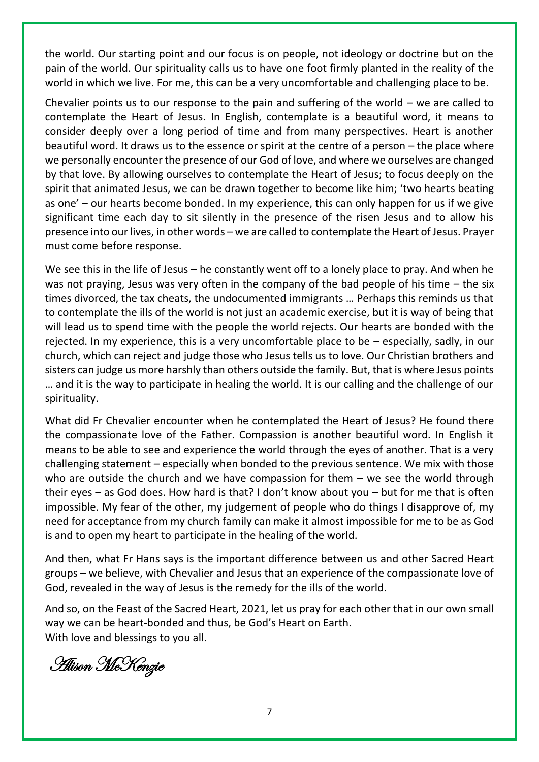the world. Our starting point and our focus is on people, not ideology or doctrine but on the pain of the world. Our spirituality calls us to have one foot firmly planted in the reality of the world in which we live. For me, this can be a very uncomfortable and challenging place to be.

Chevalier points us to our response to the pain and suffering of the world – we are called to contemplate the Heart of Jesus. In English, contemplate is a beautiful word, it means to consider deeply over a long period of time and from many perspectives. Heart is another beautiful word. It draws us to the essence or spirit at the centre of a person – the place where we personally encounter the presence of our God of love, and where we ourselves are changed by that love. By allowing ourselves to contemplate the Heart of Jesus; to focus deeply on the spirit that animated Jesus, we can be drawn together to become like him; 'two hearts beating as one' – our hearts become bonded. In my experience, this can only happen for us if we give significant time each day to sit silently in the presence of the risen Jesus and to allow his presence into our lives, in other words – we are called to contemplate the Heart of Jesus. Prayer must come before response.

We see this in the life of Jesus – he constantly went off to a lonely place to pray. And when he was not praying, Jesus was very often in the company of the bad people of his time – the six times divorced, the tax cheats, the undocumented immigrants … Perhaps this reminds us that to contemplate the ills of the world is not just an academic exercise, but it is way of being that will lead us to spend time with the people the world rejects. Our hearts are bonded with the rejected. In my experience, this is a very uncomfortable place to be – especially, sadly, in our church, which can reject and judge those who Jesus tells us to love. Our Christian brothers and sisters can judge us more harshly than others outside the family. But, that is where Jesus points … and it is the way to participate in healing the world. It is our calling and the challenge of our spirituality.

What did Fr Chevalier encounter when he contemplated the Heart of Jesus? He found there the compassionate love of the Father. Compassion is another beautiful word. In English it means to be able to see and experience the world through the eyes of another. That is a very challenging statement – especially when bonded to the previous sentence. We mix with those who are outside the church and we have compassion for them – we see the world through their eyes – as God does. How hard is that? I don't know about you – but for me that is often impossible. My fear of the other, my judgement of people who do things I disapprove of, my need for acceptance from my church family can make it almost impossible for me to be as God is and to open my heart to participate in the healing of the world.

And then, what Fr Hans says is the important difference between us and other Sacred Heart groups – we believe, with Chevalier and Jesus that an experience of the compassionate love of God, revealed in the way of Jesus is the remedy for the ills of the world.

And so, on the Feast of the Sacred Heart, 2021, let us pray for each other that in our own small way we can be heart-bonded and thus, be God's Heart on Earth.
With love and blessings to you all.

*Alison McKenzie*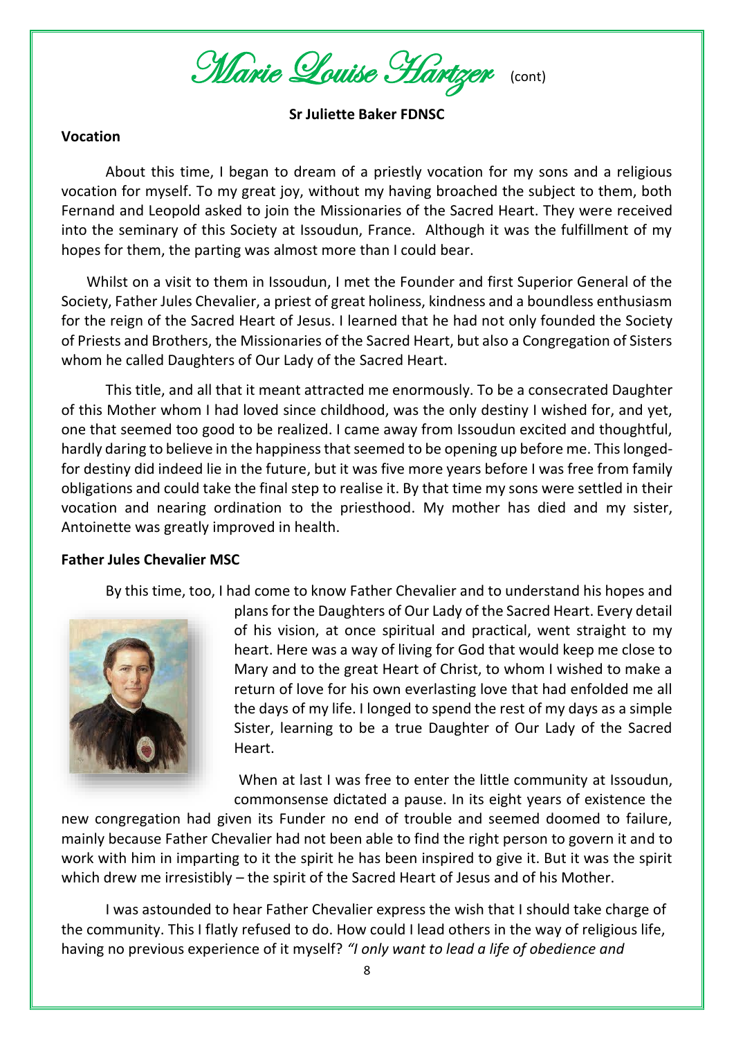# Marie Louise Hartzer (cont)

**Sr Juliette Baker FDNSC**

**Vocation**

About this time, I began to dream of a priestly vocation for my sons and a religious vocation for myself. To my great joy, without my having broached the subject to them, both Fernand and Leopold asked to join the Missionaries of the Sacred Heart. They were received into the seminary of this Society at Issoudun, France. Although it was the fulfillment of my hopes for them, the parting was almost more than I could bear.

Whilst on a visit to them in Issoudun, I met the Founder and first Superior General of the Society, Father Jules Chevalier, a priest of great holiness, kindness and a boundless enthusiasm for the reign of the Sacred Heart of Jesus. I learned that he had not only founded the Society of Priests and Brothers, the Missionaries of the Sacred Heart, but also a Congregation of Sisters whom he called Daughters of Our Lady of the Sacred Heart.

This title, and all that it meant attracted me enormously. To be a consecrated Daughter of this Mother whom I had loved since childhood, was the only destiny I wished for, and yet, one that seemed too good to be realized. I came away from Issoudun excited and thoughtful, hardly daring to believe in the happiness that seemed to be opening up before me. This longed-for destiny did indeed lie in the future, but it was five more years before I was free from family obligations and could take the final step to realise it. By that time my sons were settled in their vocation and nearing ordination to the priesthood. My mother has died and my sister, Antoinette was greatly improved in health.

**Father Jules Chevalier MSC**

By this time, too, I had come to know Father Chevalier and to understand his hopes and plans for the Daughters of Our Lady of the Sacred Heart. Every detail of his vision, at once spiritual and practical, went straight to my heart. Here was a way of living for God that would keep me close to Mary and to the great Heart of Christ, to whom I wished to make a return of love for his own everlasting love that had enfolded me all the days of my life. I longed to spend the rest of my days as a simple Sister, learning to be a true Daughter of Our Lady of the Sacred Heart.

When at last I was free to enter the little community at Issoudun, commonsense dictated a pause. In its eight years of existence the new congregation had given its Funder no end of trouble and seemed doomed to failure, mainly because Father Chevalier had not been able to find the right person to govern it and to work with him in imparting to it the spirit he has been inspired to give it. But it was the spirit which drew me irresistibly – the spirit of the Sacred Heart of Jesus and of his Mother.

I was astounded to hear Father Chevalier express the wish that I should take charge of the community. This I flatly refused to do. How could I lead others in the way of religious life, having no previous experience of it myself? *"I only want to lead a life of obedience and*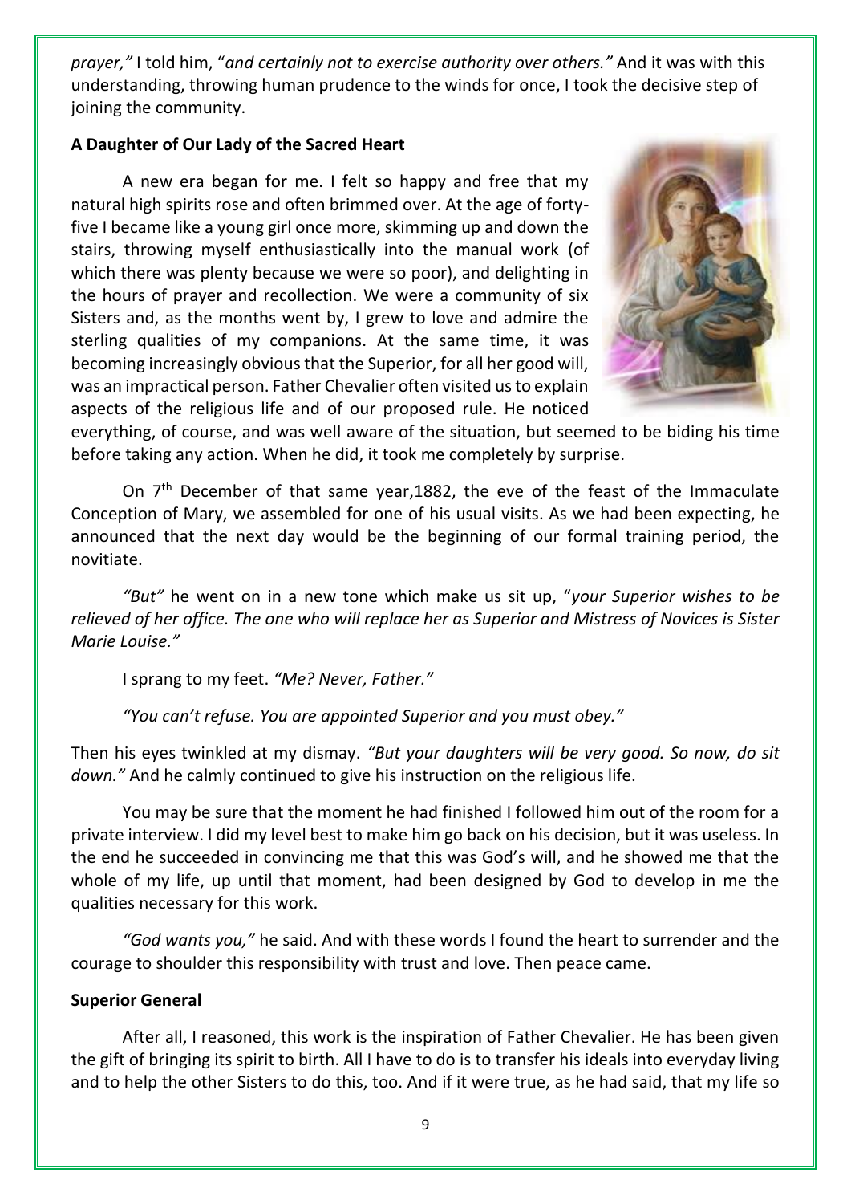*prayer,"* I told him, "*and certainly not to exercise authority over others."* And it was with this understanding, throwing human prudence to the winds for once, I took the decisive step of joining the community.

**A Daughter of Our Lady of the Sacred Heart**

A new era began for me. I felt so happy and free that my natural high spirits rose and often brimmed over. At the age of forty-five I became like a young girl once more, skimming up and down the stairs, throwing myself enthusiastically into the manual work (of which there was plenty because we were so poor), and delighting in the hours of prayer and recollection. We were a community of six Sisters and, as the months went by, I grew to love and admire the sterling qualities of my companions. At the same time, it was becoming increasingly obvious that the Superior, for all her good will, was an impractical person. Father Chevalier often visited us to explain aspects of the religious life and of our proposed rule. He noticed everything, of course, and was well aware of the situation, but seemed to be biding his time before taking any action. When he did, it took me completely by surprise.

On 7th December of that same year,1882, the eve of the feast of the Immaculate Conception of Mary, we assembled for one of his usual visits. As we had been expecting, he announced that the next day would be the beginning of our formal training period, the novitiate.

*"But"* he went on in a new tone which make us sit up, "*your Superior wishes to be relieved of her office. The one who will replace her as Superior and Mistress of Novices is Sister Marie Louise."*

I sprang to my feet. *"Me? Never, Father."*

*"You can't refuse. You are appointed Superior and you must obey."*

Then his eyes twinkled at my dismay. *"But your daughters will be very good. So now, do sit down."* And he calmly continued to give his instruction on the religious life.

You may be sure that the moment he had finished I followed him out of the room for a private interview. I did my level best to make him go back on his decision, but it was useless. In the end he succeeded in convincing me that this was God's will, and he showed me that the whole of my life, up until that moment, had been designed by God to develop in me the qualities necessary for this work.

*"God wants you,"* he said. And with these words I found the heart to surrender and the courage to shoulder this responsibility with trust and love. Then peace came.

**Superior General**

After all, I reasoned, this work is the inspiration of Father Chevalier. He has been given the gift of bringing its spirit to birth. All I have to do is to transfer his ideals into everyday living and to help the other Sisters to do this, too. And if it were true, as he had said, that my life so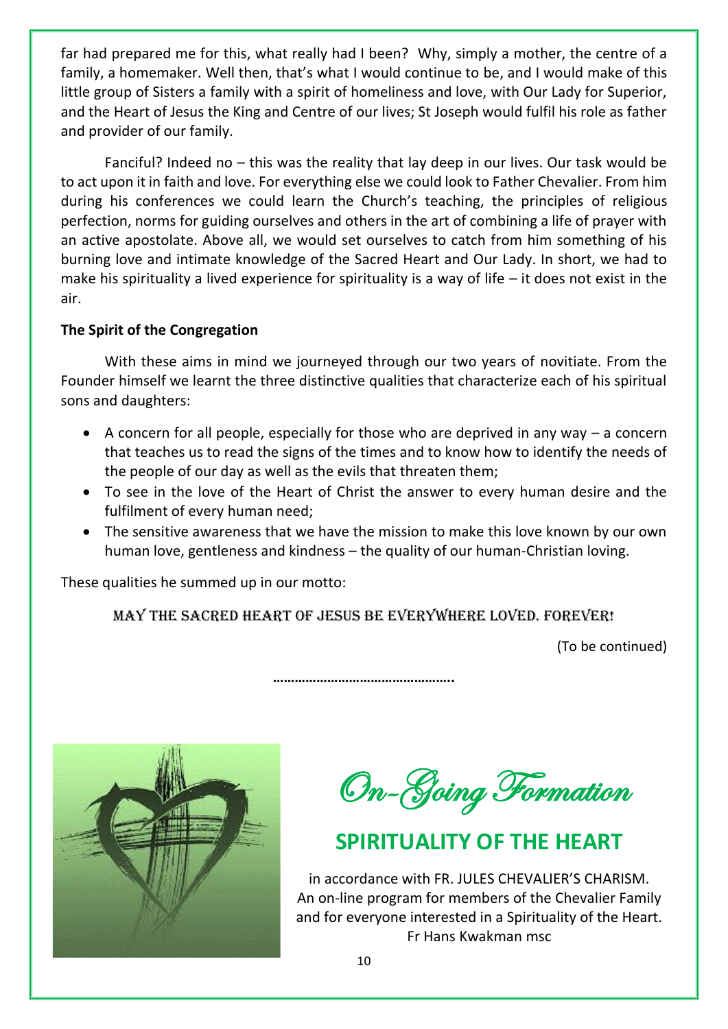far had prepared me for this, what really had I been? Why, simply a mother, the centre of a family, a homemaker. Well then, that's what I would continue to be, and I would make of this little group of Sisters a family with a spirit of homeliness and love, with Our Lady for Superior, and the Heart of Jesus the King and Centre of our lives; St Joseph would fulfil his role as father and provider of our family.

Fanciful? Indeed no – this was the reality that lay deep in our lives. Our task would be to act upon it in faith and love. For everything else we could look to Father Chevalier. From him during his conferences we could learn the Church's teaching, the principles of religious perfection, norms for guiding ourselves and others in the art of combining a life of prayer with an active apostolate. Above all, we would set ourselves to catch from him something of his burning love and intimate knowledge of the Sacred Heart and Our Lady. In short, we had to make his spirituality a lived experience for spirituality is a way of life – it does not exist in the air.

**The Spirit of the Congregation**

With these aims in mind we journeyed through our two years of novitiate. From the Founder himself we learnt the three distinctive qualities that characterize each of his spiritual sons and daughters:

- A concern for all people, especially for those who are deprived in any way – a concern that teaches us to read the signs of the times and to know how to identify the needs of the people of our day as well as the evils that threaten them;
- To see in the love of the Heart of Christ the answer to every human desire and the fulfilment of every human need;
- The sensitive awareness that we have the mission to make this love known by our own human love, gentleness and kindness – the quality of our human-Christian loving.

These qualities he summed up in our motto:

MAY THE SACRED HEART OF JESUS BE EVERYWHERE LOVED. FOREVER!

(To be continued)

…………………………………………..

*On-Going Formation*

## SPIRITUALITY OF THE HEART

in accordance with FR. JULES CHEVALIER'S CHARISM.
An on-line program for members of the Chevalier Family and for everyone interested in a Spirituality of the Heart.
Fr Hans Kwakman msc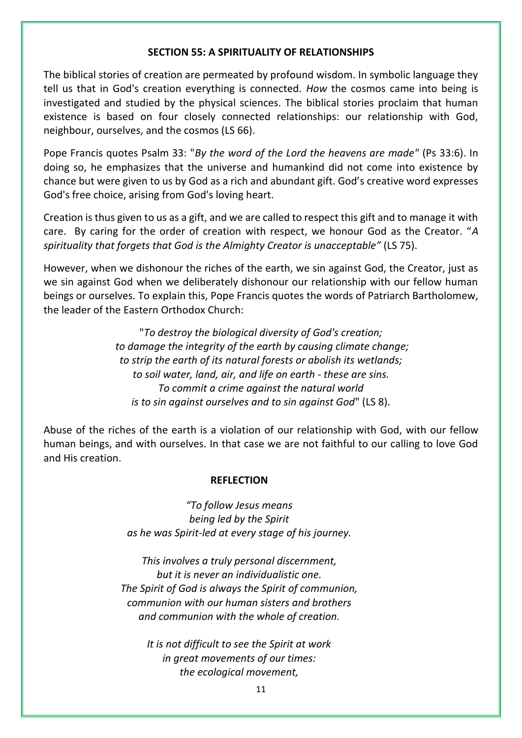## SECTION 55: A SPIRITUALITY OF RELATIONSHIPS

The biblical stories of creation are permeated by profound wisdom. In symbolic language they tell us that in God's creation everything is connected. *How* the cosmos came into being is investigated and studied by the physical sciences. The biblical stories proclaim that human existence is based on four closely connected relationships: our relationship with God, neighbour, ourselves, and the cosmos (LS 66).

Pope Francis quotes Psalm 33: "*By the word of the Lord the heavens are made"* (Ps 33:6). In doing so, he emphasizes that the universe and humankind did not come into existence by chance but were given to us by God as a rich and abundant gift. God's creative word expresses God's free choice, arising from God's loving heart.

Creation is thus given to us as a gift, and we are called to respect this gift and to manage it with care. By caring for the order of creation with respect, we honour God as the Creator. "*A spirituality that forgets that God is the Almighty Creator is unacceptable"* (LS 75).

However, when we dishonour the riches of the earth, we sin against God, the Creator, just as we sin against God when we deliberately dishonour our relationship with our fellow human beings or ourselves. To explain this, Pope Francis quotes the words of Patriarch Bartholomew, the leader of the Eastern Orthodox Church:

> "*To destroy the biological diversity of God's creation;*
> *to damage the integrity of the earth by causing climate change;*
> *to strip the earth of its natural forests or abolish its wetlands;*
> *to soil water, land, air, and life on earth - these are sins.*
> *To commit a crime against the natural world*
> *is to sin against ourselves and to sin against God*" (LS 8).

Abuse of the riches of the earth is a violation of our relationship with God, with our fellow human beings, and with ourselves. In that case we are not faithful to our calling to love God and His creation.

### REFLECTION

> *"To follow Jesus means*
> *being led by the Spirit*
> *as he was Spirit-led at every stage of his journey.*
>
> *This involves a truly personal discernment,*
> *but it is never an individualistic one.*
> *The Spirit of God is always the Spirit of communion,*
> *communion with our human sisters and brothers*
> *and communion with the whole of creation.*
>
> *It is not difficult to see the Spirit at work*
> *in great movements of our times:*
> *the ecological movement,*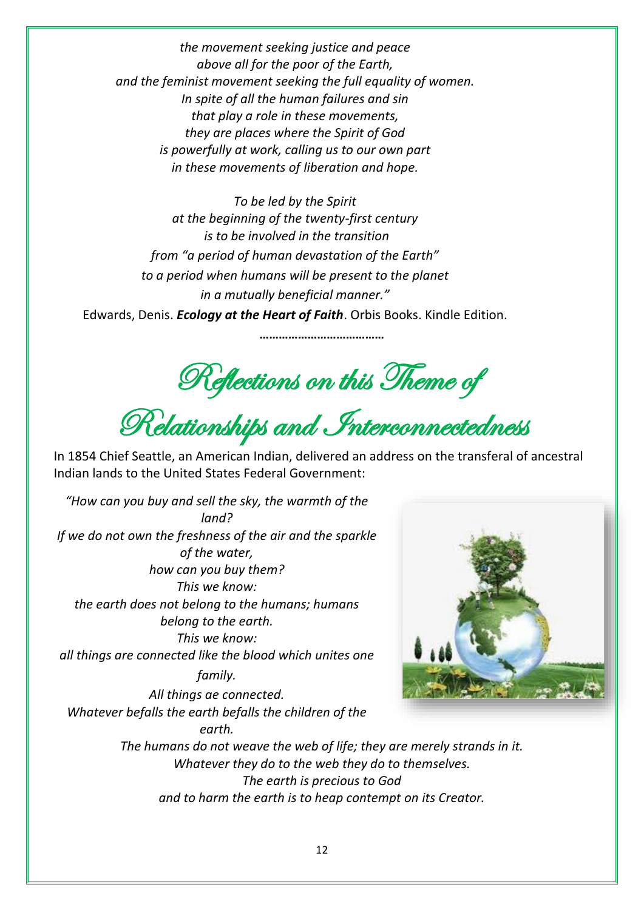*the movement seeking justice and peace*
*above all for the poor of the Earth,*
*and the feminist movement seeking the full equality of women.*
*In spite of all the human failures and sin*
*that play a role in these movements,*
*they are places where the Spirit of God*
*is powerfully at work, calling us to our own part*
*in these movements of liberation and hope.*

*To be led by the Spirit*
*at the beginning of the twenty-first century*
*is to be involved in the transition*
*from "a period of human devastation of the Earth"*
*to a period when humans will be present to the planet*
*in a mutually beneficial manner."*

Edwards, Denis. ***Ecology at the Heart of Faith***. Orbis Books. Kindle Edition.

………………………………

# Reflections on this Theme of Relationships and Interconnectedness

In 1854 Chief Seattle, an American Indian, delivered an address on the transferal of ancestral Indian lands to the United States Federal Government:

*"How can you buy and sell the sky, the warmth of the land?*
*If we do not own the freshness of the air and the sparkle of the water,*
*how can you buy them?*
*This we know:*
*the earth does not belong to the humans; humans belong to the earth.*
*This we know:*
*all things are connected like the blood which unites one family.*
*All things ae connected.*
*Whatever befalls the earth befalls the children of the earth.*
*The humans do not weave the web of life; they are merely strands in it.*
*Whatever they do to the web they do to themselves.*
*The earth is precious to God*
*and to harm the earth is to heap contempt on its Creator.*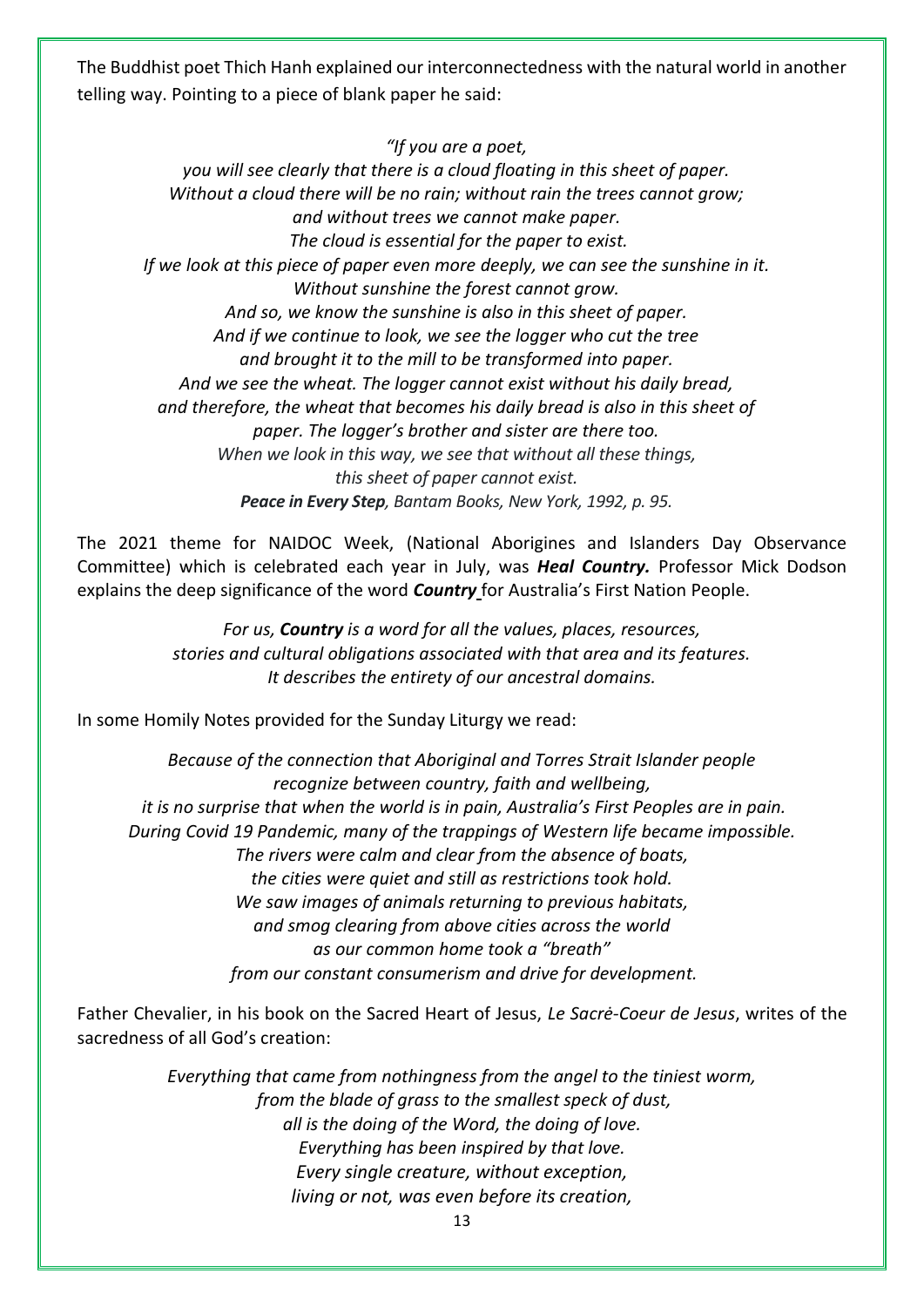The Buddhist poet Thich Hanh explained our interconnectedness with the natural world in another telling way. Pointing to a piece of blank paper he said:

*"If you are a poet,*
*you will see clearly that there is a cloud floating in this sheet of paper.*
*Without a cloud there will be no rain; without rain the trees cannot grow;*
*and without trees we cannot make paper.*
*The cloud is essential for the paper to exist.*
*If we look at this piece of paper even more deeply, we can see the sunshine in it.*
*Without sunshine the forest cannot grow.*
*And so, we know the sunshine is also in this sheet of paper.*
*And if we continue to look, we see the logger who cut the tree*
*and brought it to the mill to be transformed into paper.*
*And we see the wheat. The logger cannot exist without his daily bread,*
*and therefore, the wheat that becomes his daily bread is also in this sheet of paper. The logger's brother and sister are there too.*
*When we look in this way, we see that without all these things,*
*this sheet of paper cannot exist.*
***Peace in Every Step**, Bantam Books, New York, 1992, p. 95.*

The 2021 theme for NAIDOC Week, (National Aborigines and Islanders Day Observance Committee) which is celebrated each year in July, was ***Heal Country.*** Professor Mick Dodson explains the deep significance of the word ***Country*** for Australia's First Nation People.

*For us, **Country** is a word for all the values, places, resources,*
*stories and cultural obligations associated with that area and its features.*
*It describes the entirety of our ancestral domains.*

In some Homily Notes provided for the Sunday Liturgy we read:

*Because of the connection that Aboriginal and Torres Strait Islander people*
*recognize between country, faith and wellbeing,*
*it is no surprise that when the world is in pain, Australia's First Peoples are in pain.*
*During Covid 19 Pandemic, many of the trappings of Western life became impossible.*
*The rivers were calm and clear from the absence of boats,*
*the cities were quiet and still as restrictions took hold.*
*We saw images of animals returning to previous habitats,*
*and smog clearing from above cities across the world*
*as our common home took a "breath"*
*from our constant consumerism and drive for development.*

Father Chevalier, in his book on the Sacred Heart of Jesus, *Le Sacré-Coeur de Jesus*, writes of the sacredness of all God's creation:

*Everything that came from nothingness from the angel to the tiniest worm,*
*from the blade of grass to the smallest speck of dust,*
*all is the doing of the Word, the doing of love.*
*Everything has been inspired by that love.*
*Every single creature, without exception,*
*living or not, was even before its creation,*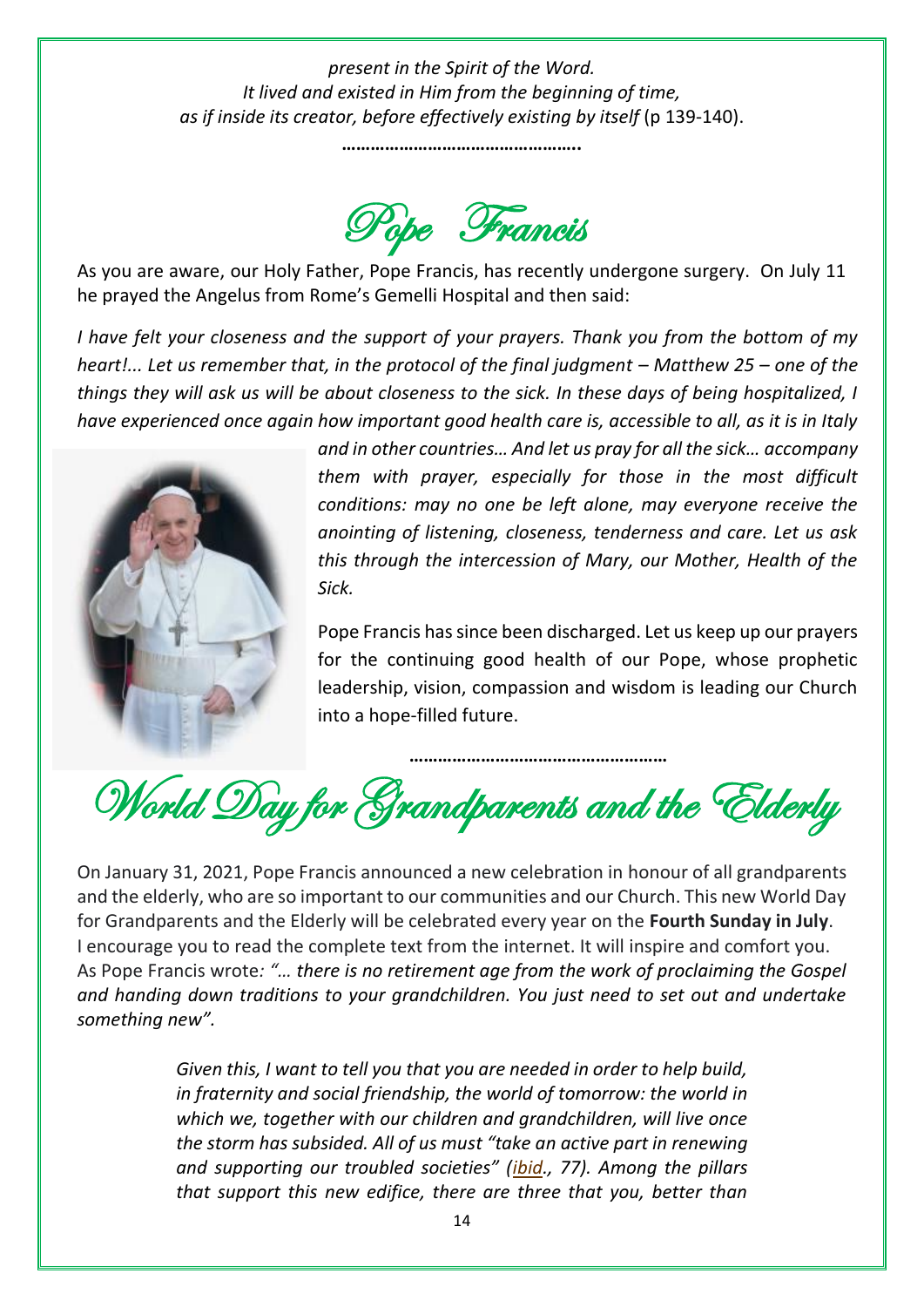*present in the Spirit of the Word.*
*It lived and existed in Him from the beginning of time,*
*as if inside its creator, before effectively existing by itself* (p 139-140).

…………………………………………

## Pope Francis

As you are aware, our Holy Father, Pope Francis, has recently undergone surgery. On July 11 he prayed the Angelus from Rome's Gemelli Hospital and then said:

*I have felt your closeness and the support of your prayers. Thank you from the bottom of my heart!... Let us remember that, in the protocol of the final judgment – Matthew 25 – one of the things they will ask us will be about closeness to the sick. In these days of being hospitalized, I have experienced once again how important good health care is, accessible to all, as it is in Italy and in other countries… And let us pray for all the sick… accompany them with prayer, especially for those in the most difficult conditions: may no one be left alone, may everyone receive the anointing of listening, closeness, tenderness and care. Let us ask this through the intercession of Mary, our Mother, Health of the Sick.*

Pope Francis has since been discharged. Let us keep up our prayers for the continuing good health of our Pope, whose prophetic leadership, vision, compassion and wisdom is leading our Church into a hope-filled future.

……………………………………………

## World Day for Grandparents and the Elderly

On January 31, 2021, Pope Francis announced a new celebration in honour of all grandparents and the elderly, who are so important to our communities and our Church. This new World Day for Grandparents and the Elderly will be celebrated every year on the **Fourth Sunday in July**. I encourage you to read the complete text from the internet. It will inspire and comfort you. As Pope Francis wrote*: "… there is no retirement age from the work of proclaiming the Gospel and handing down traditions to your grandchildren. You just need to set out and undertake something new".*

> *Given this, I want to tell you that you are needed in order to help build, in fraternity and social friendship, the world of tomorrow: the world in which we, together with our children and grandchildren, will live once the storm has subsided. All of us must "take an active part in renewing and supporting our troubled societies" (ibid., 77). Among the pillars that support this new edifice, there are three that you, better than*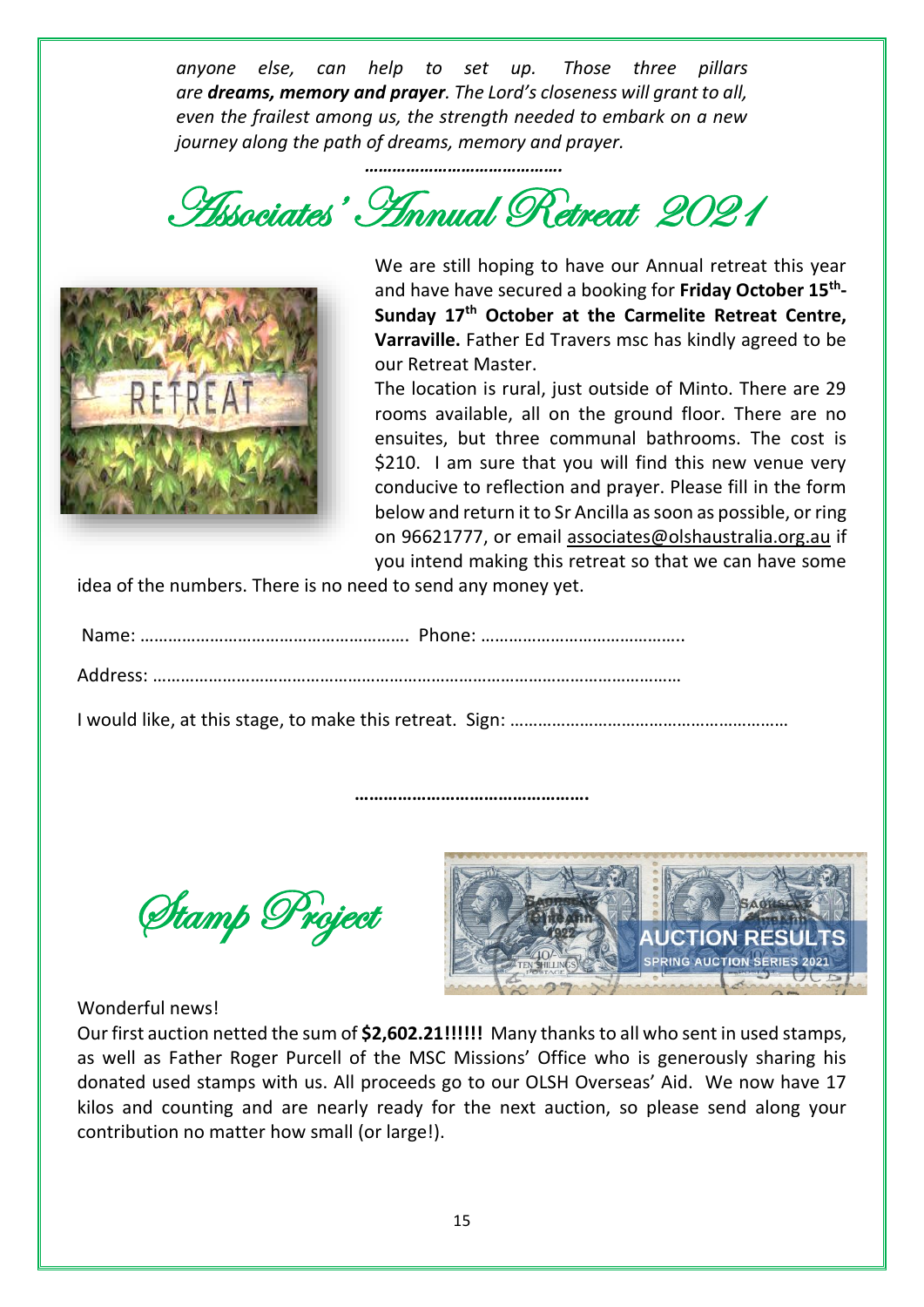*anyone else, can help to set up. Those three pillars are **dreams, memory and prayer**. The Lord's closeness will grant to all, even the frailest among us, the strength needed to embark on a new journey along the path of dreams, memory and prayer.*

**…………………………………….**

# Associates' Annual Retreat 2021

We are still hoping to have our Annual retreat this year and have have secured a booking for **Friday October 15th- Sunday 17th October at the Carmelite Retreat Centre, Varraville.** Father Ed Travers msc has kindly agreed to be our Retreat Master.

The location is rural, just outside of Minto. There are 29 rooms available, all on the ground floor. There are no ensuites, but three communal bathrooms. The cost is $210. I am sure that you will find this new venue very conducive to reflection and prayer. Please fill in the form below and return it to Sr Ancilla as soon as possible, or ring on 96621777, or email associates@olshaustralia.org.au if you intend making this retreat so that we can have some idea of the numbers. There is no need to send any money yet.

Name: …………………………………………………. Phone: ……………………………………..

Address: ……………………………………………………………………………………………………

I would like, at this stage, to make this retreat. Sign: …………………………………………………

**………………………………………….**

# Stamp Project

Wonderful news!

Our first auction netted the sum of **$2,602.21!!!!!!** Many thanks to all who sent in used stamps, as well as Father Roger Purcell of the MSC Missions' Office who is generously sharing his donated used stamps with us. All proceeds go to our OLSH Overseas' Aid. We now have 17 kilos and counting and are nearly ready for the next auction, so please send along your contribution no matter how small (or large!).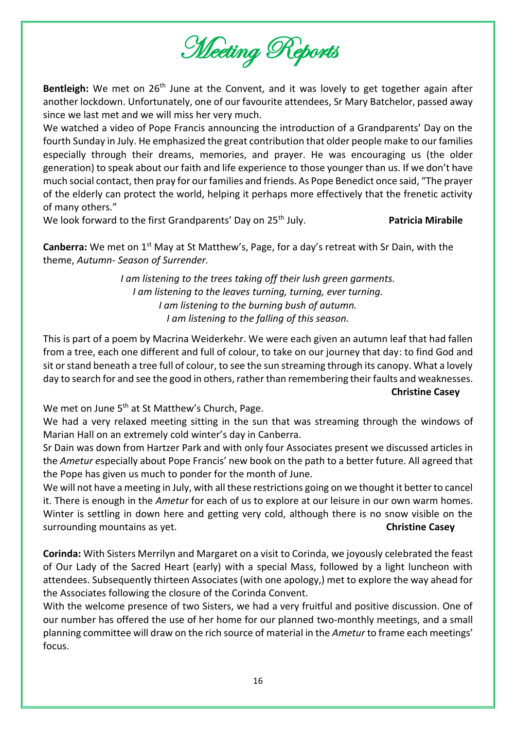# Meeting Reports

**Bentleigh:** We met on 26th June at the Convent, and it was lovely to get together again after another lockdown. Unfortunately, one of our favourite attendees, Sr Mary Batchelor, passed away since we last met and we will miss her very much.

We watched a video of Pope Francis announcing the introduction of a Grandparents' Day on the fourth Sunday in July. He emphasized the great contribution that older people make to our families especially through their dreams, memories, and prayer. He was encouraging us (the older generation) to speak about our faith and life experience to those younger than us. If we don't have much social contact, then pray for our families and friends. As Pope Benedict once said, "The prayer of the elderly can protect the world, helping it perhaps more effectively that the frenetic activity of many others."

We look forward to the first Grandparents' Day on 25th July. **Patricia Mirabile**

**Canberra:** We met on 1st May at St Matthew's, Page, for a day's retreat with Sr Dain, with the theme, *Autumn- Season of Surrender.*

*I am listening to the trees taking off their lush green garments.*
*I am listening to the leaves turning, turning, ever turning.*
*I am listening to the burning bush of autumn.*
*I am listening to the falling of this season.*

This is part of a poem by Macrina Weiderkehr. We were each given an autumn leaf that had fallen from a tree, each one different and full of colour, to take on our journey that day: to find God and sit or stand beneath a tree full of colour, to see the sun streaming through its canopy. What a lovely day to search for and see the good in others, rather than remembering their faults and weaknesses.

**Christine Casey**

We met on June 5th at St Matthew's Church, Page.

We had a very relaxed meeting sitting in the sun that was streaming through the windows of Marian Hall on an extremely cold winter's day in Canberra.

Sr Dain was down from Hartzer Park and with only four Associates present we discussed articles in the *Ametur e*specially about Pope Francis' new book on the path to a better future. All agreed that the Pope has given us much to ponder for the month of June.

We will not have a meeting in July, with all these restrictions going on we thought it better to cancel it. There is enough in the *Ametur* for each of us to explore at our leisure in our own warm homes. Winter is settling in down here and getting very cold, although there is no snow visible on the surrounding mountains as yet. **Christine Casey**

**Corinda:** With Sisters Merrilyn and Margaret on a visit to Corinda, we joyously celebrated the feast of Our Lady of the Sacred Heart (early) with a special Mass, followed by a light luncheon with attendees. Subsequently thirteen Associates (with one apology,) met to explore the way ahead for the Associates following the closure of the Corinda Convent.

With the welcome presence of two Sisters, we had a very fruitful and positive discussion. One of our number has offered the use of her home for our planned two-monthly meetings, and a small planning committee will draw on the rich source of material in the *Ametur* to frame each meetings' focus.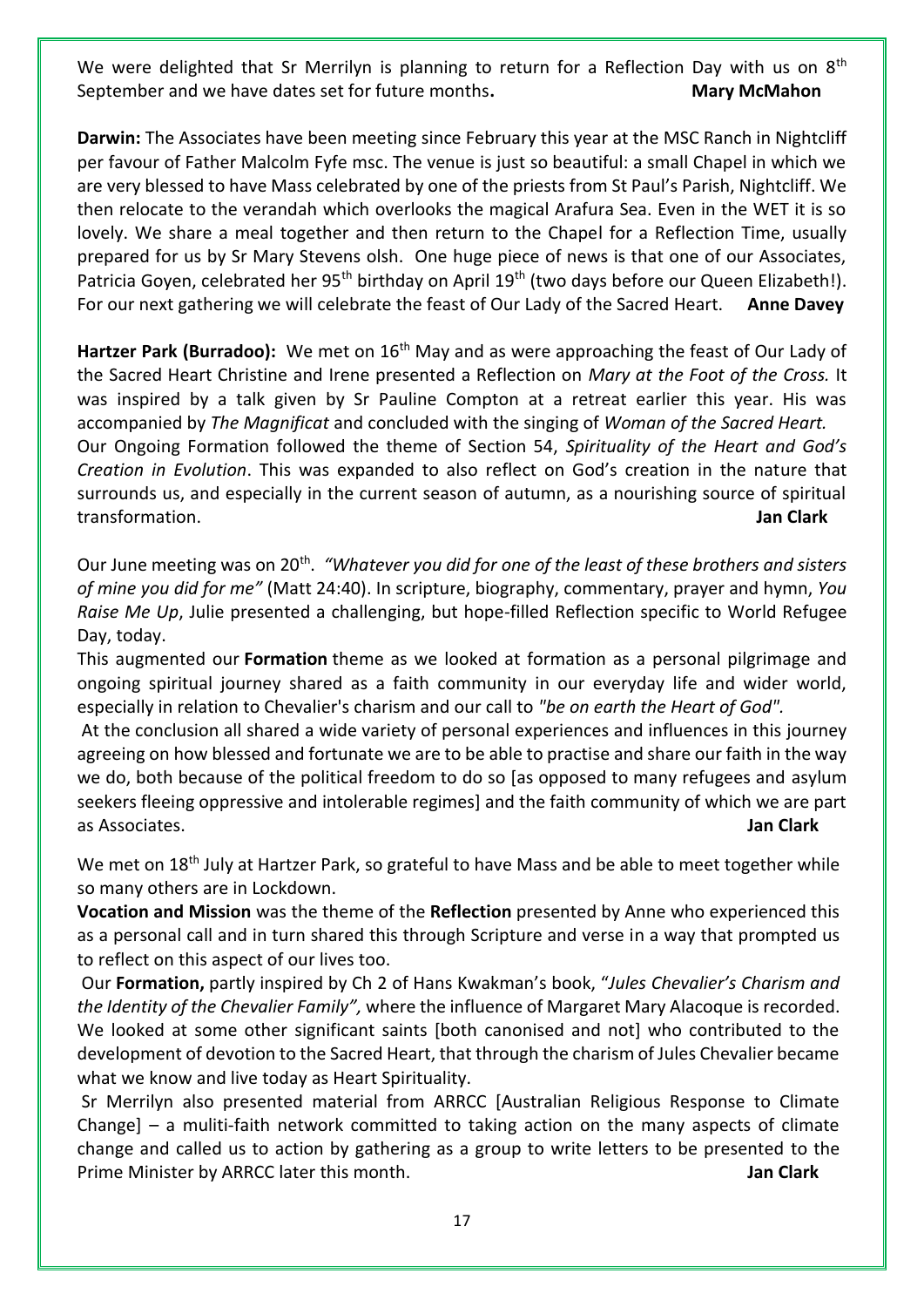We were delighted that Sr Merrilyn is planning to return for a Reflection Day with us on 8th September and we have dates set for future months**.** **Mary McMahon**

**Darwin:** The Associates have been meeting since February this year at the MSC Ranch in Nightcliff per favour of Father Malcolm Fyfe msc. The venue is just so beautiful: a small Chapel in which we are very blessed to have Mass celebrated by one of the priests from St Paul's Parish, Nightcliff. We then relocate to the verandah which overlooks the magical Arafura Sea. Even in the WET it is so lovely. We share a meal together and then return to the Chapel for a Reflection Time, usually prepared for us by Sr Mary Stevens olsh. One huge piece of news is that one of our Associates, Patricia Goyen, celebrated her 95th birthday on April 19th (two days before our Queen Elizabeth!). For our next gathering we will celebrate the feast of Our Lady of the Sacred Heart. **Anne Davey**

**Hartzer Park (Burradoo):** We met on 16th May and as were approaching the feast of Our Lady of the Sacred Heart Christine and Irene presented a Reflection on *Mary at the Foot of the Cross.* It was inspired by a talk given by Sr Pauline Compton at a retreat earlier this year. His was accompanied by *The Magnificat* and concluded with the singing of *Woman of the Sacred Heart.*
Our Ongoing Formation followed the theme of Section 54, *Spirituality of the Heart and God's Creation in Evolution*. This was expanded to also reflect on God's creation in the nature that surrounds us, and especially in the current season of autumn, as a nourishing source of spiritual transformation. **Jan Clark**

Our June meeting was on 20th. *"Whatever you did for one of the least of these brothers and sisters of mine you did for me"* (Matt 24:40). In scripture, biography, commentary, prayer and hymn, *You Raise Me Up*, Julie presented a challenging, but hope-filled Reflection specific to World Refugee Day, today.
This augmented our **Formation** theme as we looked at formation as a personal pilgrimage and ongoing spiritual journey shared as a faith community in our everyday life and wider world, especially in relation to Chevalier's charism and our call to *"be on earth the Heart of God".*
At the conclusion all shared a wide variety of personal experiences and influences in this journey agreeing on how blessed and fortunate we are to be able to practise and share our faith in the way we do, both because of the political freedom to do so [as opposed to many refugees and asylum seekers fleeing oppressive and intolerable regimes] and the faith community of which we are part as Associates. **Jan Clark**

We met on 18th July at Hartzer Park, so grateful to have Mass and be able to meet together while so many others are in Lockdown.
**Vocation and Mission** was the theme of the **Reflection** presented by Anne who experienced this as a personal call and in turn shared this through Scripture and verse in a way that prompted us to reflect on this aspect of our lives too.
Our **Formation,** partly inspired by Ch 2 of Hans Kwakman's book, "*Jules Chevalier's Charism and the Identity of the Chevalier Family",* where the influence of Margaret Mary Alacoque is recorded. We looked at some other significant saints [both canonised and not] who contributed to the development of devotion to the Sacred Heart, that through the charism of Jules Chevalier became what we know and live today as Heart Spirituality.
Sr Merrilyn also presented material from ARRCC [Australian Religious Response to Climate Change] – a muliti-faith network committed to taking action on the many aspects of climate change and called us to action by gathering as a group to write letters to be presented to the Prime Minister by ARRCC later this month. **Jan Clark**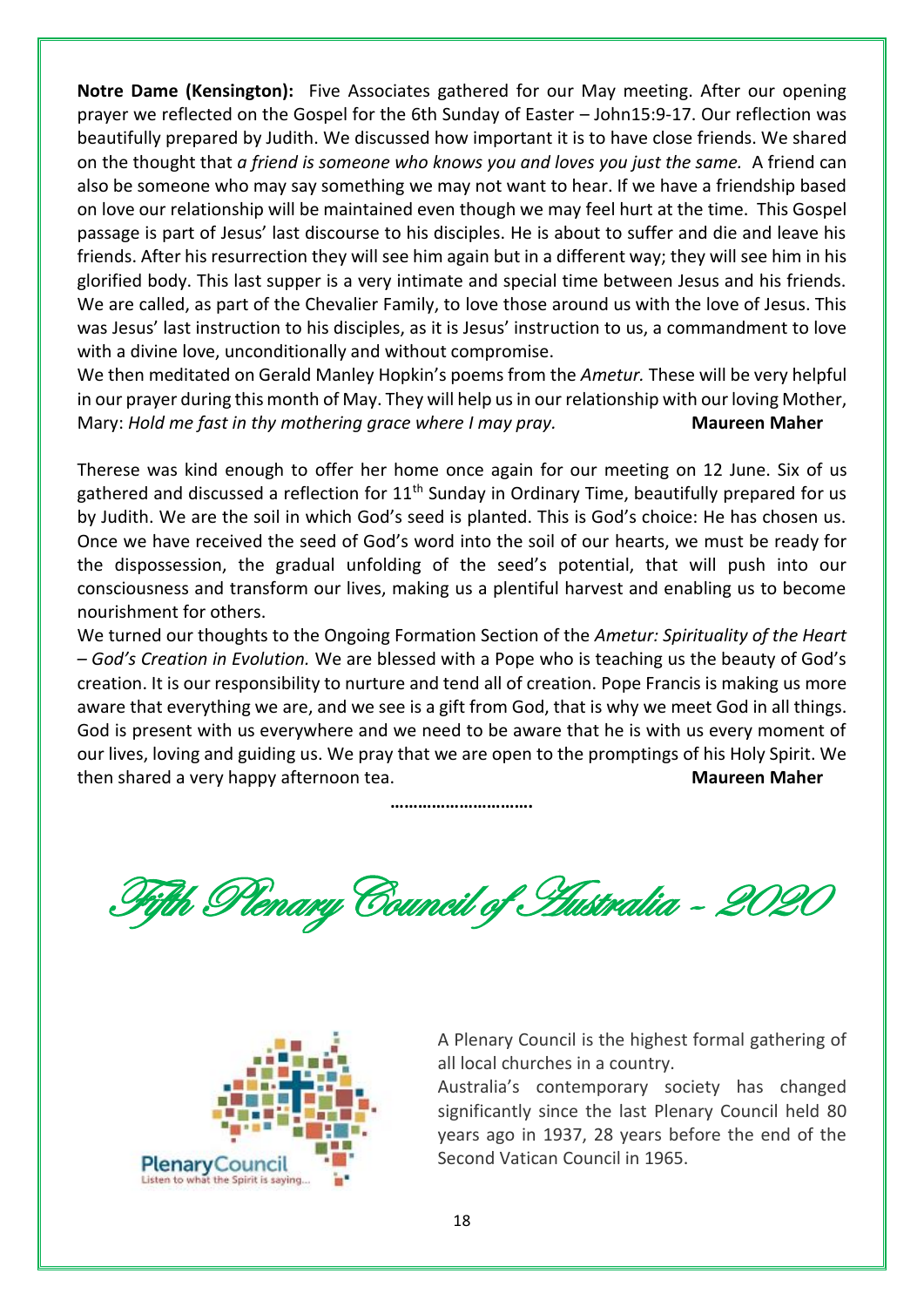**Notre Dame (Kensington):** Five Associates gathered for our May meeting. After our opening prayer we reflected on the Gospel for the 6th Sunday of Easter – John15:9-17. Our reflection was beautifully prepared by Judith. We discussed how important it is to have close friends. We shared on the thought that *a friend is someone who knows you and loves you just the same.* A friend can also be someone who may say something we may not want to hear. If we have a friendship based on love our relationship will be maintained even though we may feel hurt at the time. This Gospel passage is part of Jesus' last discourse to his disciples. He is about to suffer and die and leave his friends. After his resurrection they will see him again but in a different way; they will see him in his glorified body. This last supper is a very intimate and special time between Jesus and his friends. We are called, as part of the Chevalier Family, to love those around us with the love of Jesus. This was Jesus' last instruction to his disciples, as it is Jesus' instruction to us, a commandment to love with a divine love, unconditionally and without compromise.

We then meditated on Gerald Manley Hopkin's poems from the *Ametur.* These will be very helpful in our prayer during this month of May. They will help us in our relationship with our loving Mother, Mary: *Hold me fast in thy mothering grace where I may pray.* **Maureen Maher**

Therese was kind enough to offer her home once again for our meeting on 12 June. Six of us gathered and discussed a reflection for 11th Sunday in Ordinary Time, beautifully prepared for us by Judith. We are the soil in which God's seed is planted. This is God's choice: He has chosen us. Once we have received the seed of God's word into the soil of our hearts, we must be ready for the dispossession, the gradual unfolding of the seed's potential, that will push into our consciousness and transform our lives, making us a plentiful harvest and enabling us to become nourishment for others.

We turned our thoughts to the Ongoing Formation Section of the *Ametur: Spirituality of the Heart – God's Creation in Evolution.* We are blessed with a Pope who is teaching us the beauty of God's creation. It is our responsibility to nurture and tend all of creation. Pope Francis is making us more aware that everything we are, and we see is a gift from God, that is why we meet God in all things. God is present with us everywhere and we need to be aware that he is with us every moment of our lives, loving and guiding us. We pray that we are open to the promptings of his Holy Spirit. We then shared a very happy afternoon tea. **Maureen Maher**

…………………………

# Fifth Plenary Council of Australia – 2020

PlenaryCouncil
Listen to what the Spirit is saying...

A Plenary Council is the highest formal gathering of all local churches in a country.

Australia's contemporary society has changed significantly since the last Plenary Council held 80 years ago in 1937, 28 years before the end of the Second Vatican Council in 1965.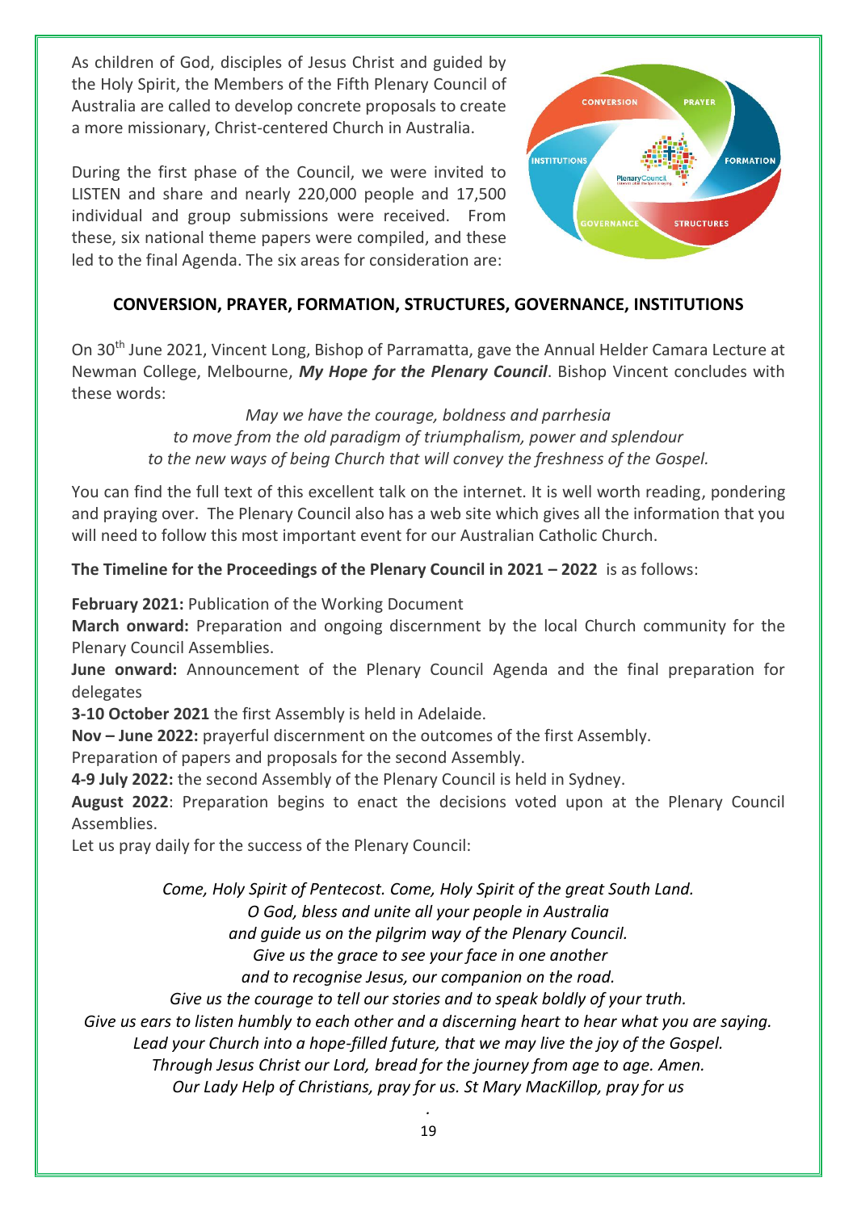As children of God, disciples of Jesus Christ and guided by the Holy Spirit, the Members of the Fifth Plenary Council of Australia are called to develop concrete proposals to create a more missionary, Christ-centered Church in Australia.

During the first phase of the Council, we were invited to LISTEN and share and nearly 220,000 people and 17,500 individual and group submissions were received. From these, six national theme papers were compiled, and these led to the final Agenda. The six areas for consideration are:

**CONVERSION, PRAYER, FORMATION, STRUCTURES, GOVERNANCE, INSTITUTIONS**

On 30th June 2021, Vincent Long, Bishop of Parramatta, gave the Annual Helder Camara Lecture at Newman College, Melbourne, ***My Hope for the Plenary Council***. Bishop Vincent concludes with these words:

*May we have the courage, boldness and parrhesia*
*to move from the old paradigm of triumphalism, power and splendour*
*to the new ways of being Church that will convey the freshness of the Gospel.*

You can find the full text of this excellent talk on the internet. It is well worth reading, pondering and praying over. The Plenary Council also has a web site which gives all the information that you will need to follow this most important event for our Australian Catholic Church.

**The Timeline for the Proceedings of the Plenary Council in 2021 – 2022** is as follows:

**February 2021:** Publication of the Working Document
**March onward:** Preparation and ongoing discernment by the local Church community for the Plenary Council Assemblies.
**June onward:** Announcement of the Plenary Council Agenda and the final preparation for delegates
**3-10 October 2021** the first Assembly is held in Adelaide.
**Nov – June 2022:** prayerful discernment on the outcomes of the first Assembly.
Preparation of papers and proposals for the second Assembly.
**4-9 July 2022:** the second Assembly of the Plenary Council is held in Sydney.
**August 2022**: Preparation begins to enact the decisions voted upon at the Plenary Council Assemblies.
Let us pray daily for the success of the Plenary Council:

*Come, Holy Spirit of Pentecost. Come, Holy Spirit of the great South Land.*
*O God, bless and unite all your people in Australia*
*and guide us on the pilgrim way of the Plenary Council.*
*Give us the grace to see your face in one another*
*and to recognise Jesus, our companion on the road.*
*Give us the courage to tell our stories and to speak boldly of your truth.*
*Give us ears to listen humbly to each other and a discerning heart to hear what you are saying.*
*Lead your Church into a hope-filled future, that we may live the joy of the Gospel.*
*Through Jesus Christ our Lord, bread for the journey from age to age. Amen.*
*Our Lady Help of Christians, pray for us. St Mary MacKillop, pray for us*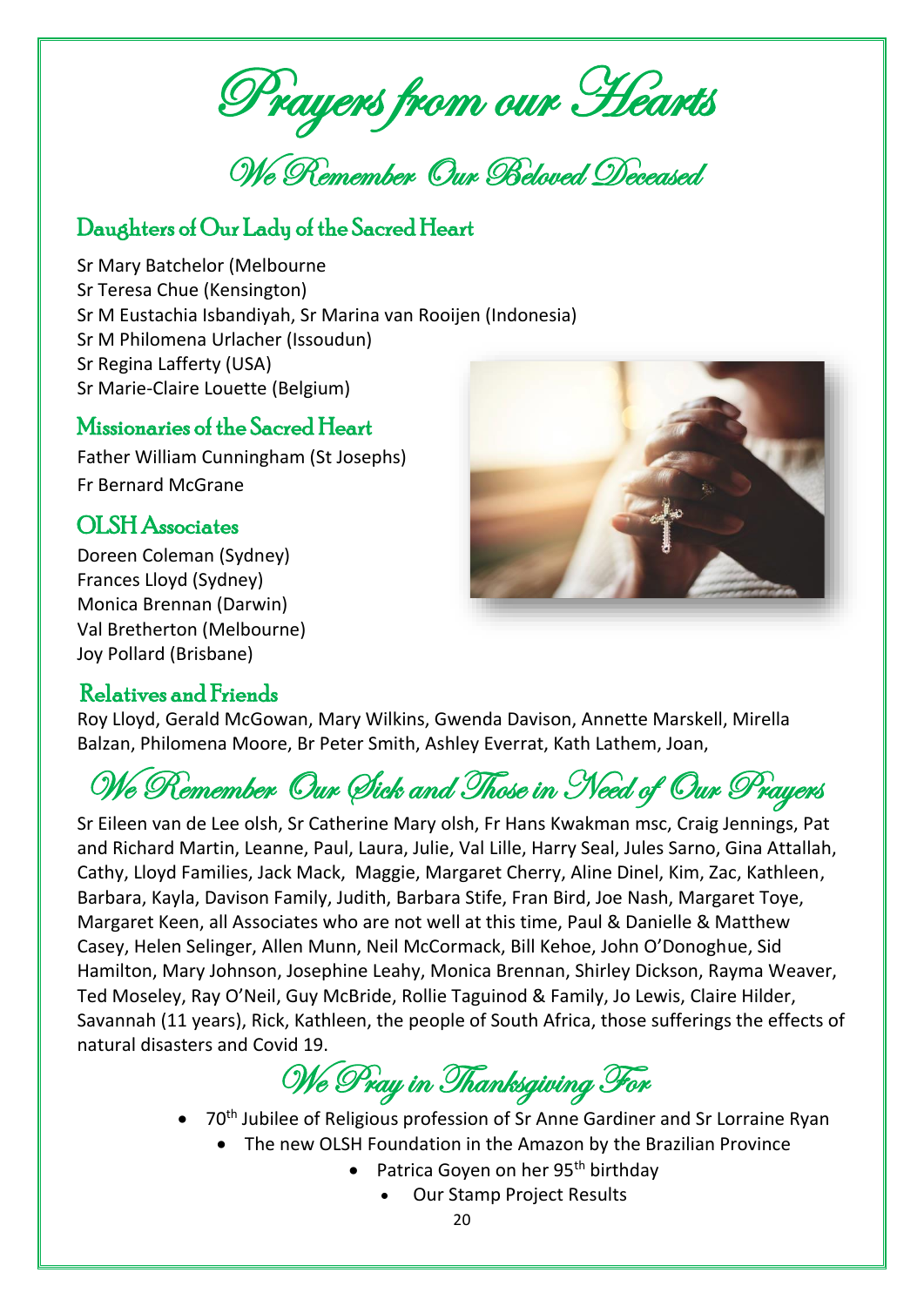# Prayers from our Hearts

## We Remember Our Beloved Deceased

### Daughters of Our Lady of the Sacred Heart

Sr Mary Batchelor (Melbourne
Sr Teresa Chue (Kensington)
Sr M Eustachia Isbandiyah, Sr Marina van Rooijen (Indonesia)
Sr M Philomena Urlacher (Issoudun)
Sr Regina Lafferty (USA)
Sr Marie-Claire Louette (Belgium)

### Missionaries of the Sacred Heart

Father William Cunningham (St Josephs)
Fr Bernard McGrane

### OLSH Associates

Doreen Coleman (Sydney)
Frances Lloyd (Sydney)
Monica Brennan (Darwin)
Val Bretherton (Melbourne)
Joy Pollard (Brisbane)

### Relatives and Friends

Roy Lloyd, Gerald McGowan, Mary Wilkins, Gwenda Davison, Annette Marskell, Mirella Balzan, Philomena Moore, Br Peter Smith, Ashley Everrat, Kath Lathem, Joan,

## We Remember Our Sick and Those in Need of Our Prayers

Sr Eileen van de Lee olsh, Sr Catherine Mary olsh, Fr Hans Kwakman msc, Craig Jennings, Pat and Richard Martin, Leanne, Paul, Laura, Julie, Val Lille, Harry Seal, Jules Sarno, Gina Attallah, Cathy, Lloyd Families, Jack Mack, Maggie, Margaret Cherry, Aline Dinel, Kim, Zac, Kathleen, Barbara, Kayla, Davison Family, Judith, Barbara Stife, Fran Bird, Joe Nash, Margaret Toye, Margaret Keen, all Associates who are not well at this time, Paul & Danielle & Matthew Casey, Helen Selinger, Allen Munn, Neil McCormack, Bill Kehoe, John O'Donoghue, Sid Hamilton, Mary Johnson, Josephine Leahy, Monica Brennan, Shirley Dickson, Rayma Weaver, Ted Moseley, Ray O'Neil, Guy McBride, Rollie Taguinod & Family, Jo Lewis, Claire Hilder, Savannah (11 years), Rick, Kathleen, the people of South Africa, those sufferings the effects of natural disasters and Covid 19.

## We Pray in Thanksgiving For

- 70th Jubilee of Religious profession of Sr Anne Gardiner and Sr Lorraine Ryan
- The new OLSH Foundation in the Amazon by the Brazilian Province
- Patrica Goyen on her 95th birthday
- Our Stamp Project Results